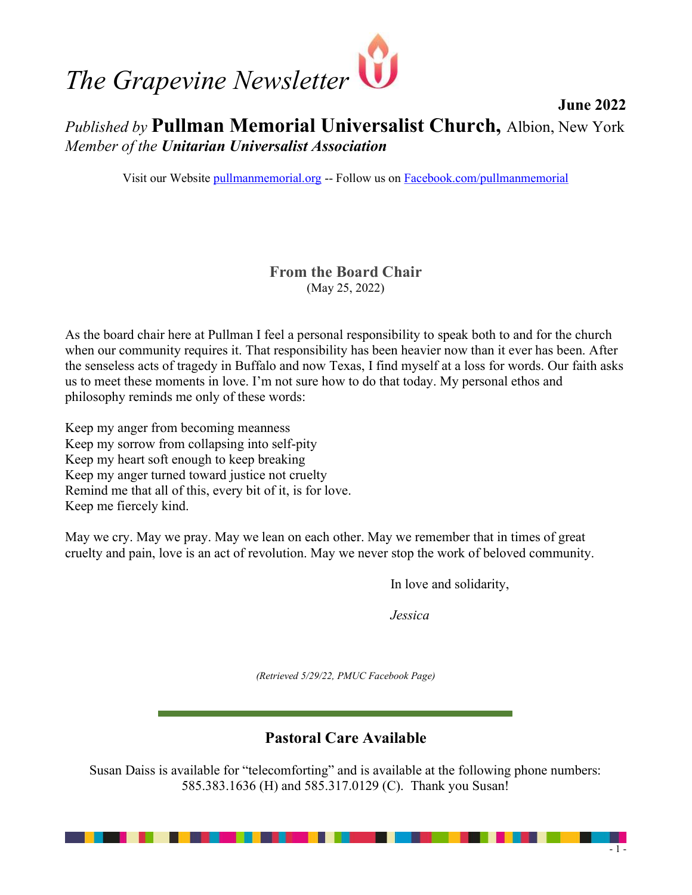# *The Grapevine Newsletter*

**June 2022**

*Published by* **Pullman Memorial Universalist Church,** Albion, New York
*Member of the* ***Unitarian Universalist Association***

Visit our Website [pullmanmemorial.org](pullmanmemorial.org) -- Follow us on [Facebook.com/pullmanmemorial](Facebook.com/pullmanmemorial)

## From the Board Chair

(May 25, 2022)

As the board chair here at Pullman I feel a personal responsibility to speak both to and for the church when our community requires it. That responsibility has been heavier now than it ever has been. After the senseless acts of tragedy in Buffalo and now Texas, I find myself at a loss for words. Our faith asks us to meet these moments in love. I'm not sure how to do that today. My personal ethos and philosophy reminds me only of these words:

Keep my anger from becoming meanness
Keep my sorrow from collapsing into self-pity
Keep my heart soft enough to keep breaking
Keep my anger turned toward justice not cruelty
Remind me that all of this, every bit of it, is for love.
Keep me fiercely kind.

May we cry. May we pray. May we lean on each other. May we remember that in times of great cruelty and pain, love is an act of revolution. May we never stop the work of beloved community.

In love and solidarity,

*Jessica*

*(Retrieved 5/29/22, PMUC Facebook Page)*

## Pastoral Care Available

Susan Daiss is available for "telecomforting" and is available at the following phone numbers: 585.383.1636 (H) and 585.317.0129 (C). Thank you Susan!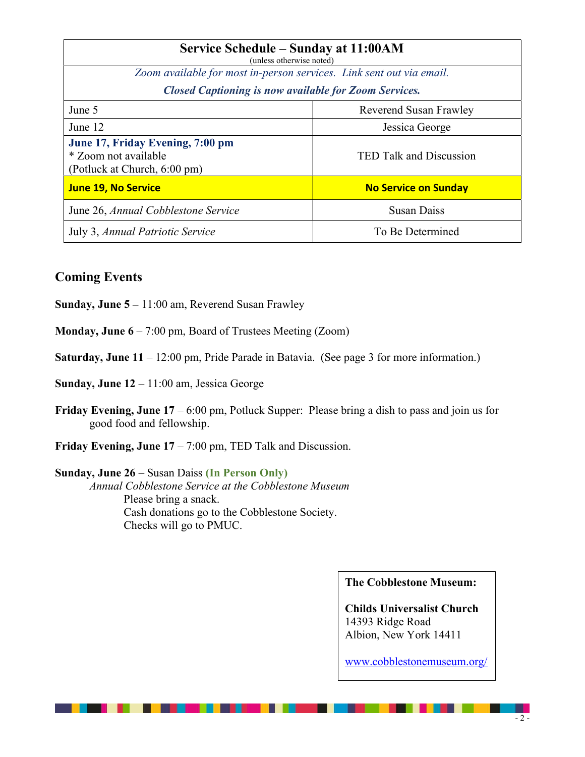| Service Schedule – Sunday at 11:00AM (unless otherwise noted) | |
|---|---|
| *Zoom available for most in-person services. Link sent out via email.* ***Closed Captioning is now available for Zoom Services.*** | |
| June 5 | Reverend Susan Frawley |
| June 12 | Jessica George |
| **June 17, Friday Evening, 7:00 pm** * Zoom not available (Potluck at Church, 6:00 pm) | TED Talk and Discussion |
| **June 19, No Service** | **No Service on Sunday** |
| June 26, *Annual Cobblestone Service* | Susan Daiss |
| July 3, *Annual Patriotic Service* | To Be Determined |

## Coming Events

**Sunday, June 5 –** 11:00 am, Reverend Susan Frawley

**Monday, June 6** – 7:00 pm, Board of Trustees Meeting (Zoom)

**Saturday, June 11** – 12:00 pm, Pride Parade in Batavia. (See page 3 for more information.)

**Sunday, June 12** – 11:00 am, Jessica George

**Friday Evening, June 17** – 6:00 pm, Potluck Supper: Please bring a dish to pass and join us for good food and fellowship.

**Friday Evening, June 17** – 7:00 pm, TED Talk and Discussion.

**Sunday, June 26** – Susan Daiss **(In Person Only)**
*Annual Cobblestone Service at the Cobblestone Museum*
Please bring a snack.
Cash donations go to the Cobblestone Society.
Checks will go to PMUC.

**The Cobblestone Museum:**

**Childs Universalist Church**
14393 Ridge Road
Albion, New York 14411

www.cobblestonemuseum.org/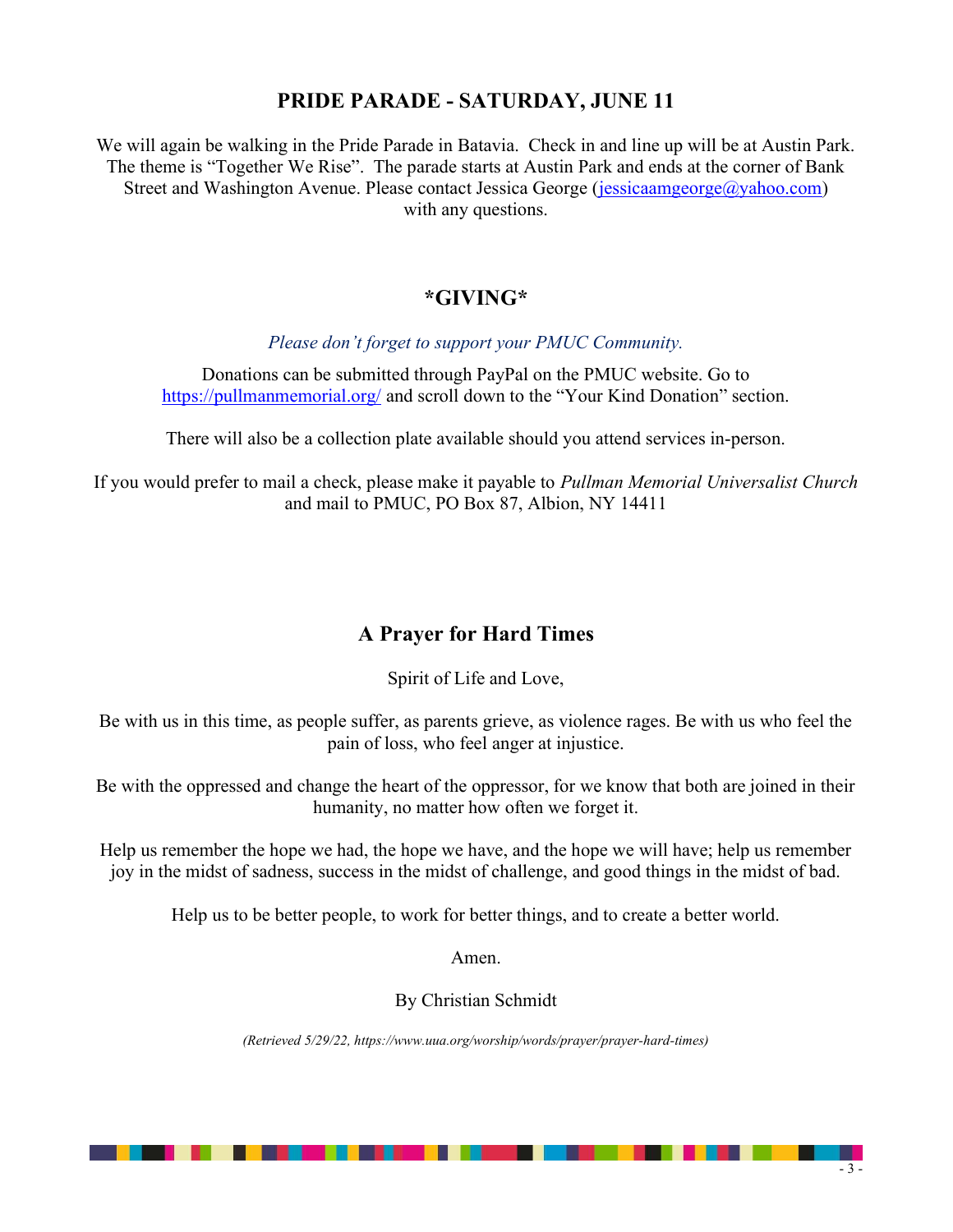## PRIDE PARADE - SATURDAY, JUNE 11

We will again be walking in the Pride Parade in Batavia. Check in and line up will be at Austin Park. The theme is "Together We Rise". The parade starts at Austin Park and ends at the corner of Bank Street and Washington Avenue. Please contact Jessica George (jessicaamgeorge@yahoo.com) with any questions.

## *GIVING*

*Please don't forget to support your PMUC Community.*

Donations can be submitted through PayPal on the PMUC website. Go to https://pullmanmemorial.org/ and scroll down to the "Your Kind Donation" section.

There will also be a collection plate available should you attend services in-person.

If you would prefer to mail a check, please make it payable to *Pullman Memorial Universalist Church* and mail to PMUC, PO Box 87, Albion, NY 14411

## A Prayer for Hard Times

Spirit of Life and Love,

Be with us in this time, as people suffer, as parents grieve, as violence rages. Be with us who feel the pain of loss, who feel anger at injustice.

Be with the oppressed and change the heart of the oppressor, for we know that both are joined in their humanity, no matter how often we forget it.

Help us remember the hope we had, the hope we have, and the hope we will have; help us remember joy in the midst of sadness, success in the midst of challenge, and good things in the midst of bad.

Help us to be better people, to work for better things, and to create a better world.

Amen.

By Christian Schmidt

*(Retrieved 5/29/22, https://www.uua.org/worship/words/prayer/prayer-hard-times)*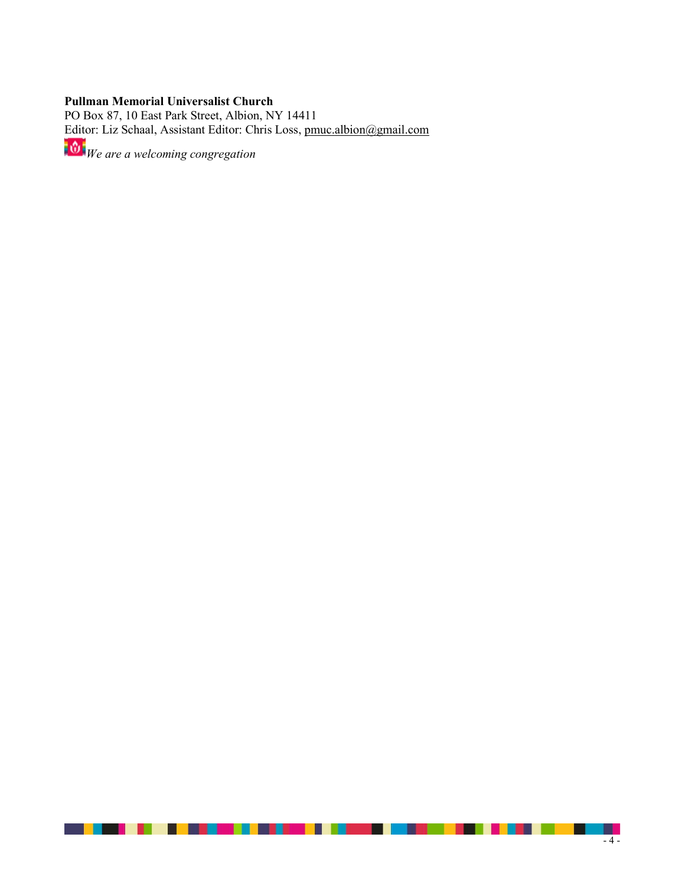**Pullman Memorial Universalist Church**
PO Box 87, 10 East Park Street, Albion, NY 14411
Editor: Liz Schaal, Assistant Editor: Chris Loss, pmuc.albion@gmail.com
*We are a welcoming congregation*